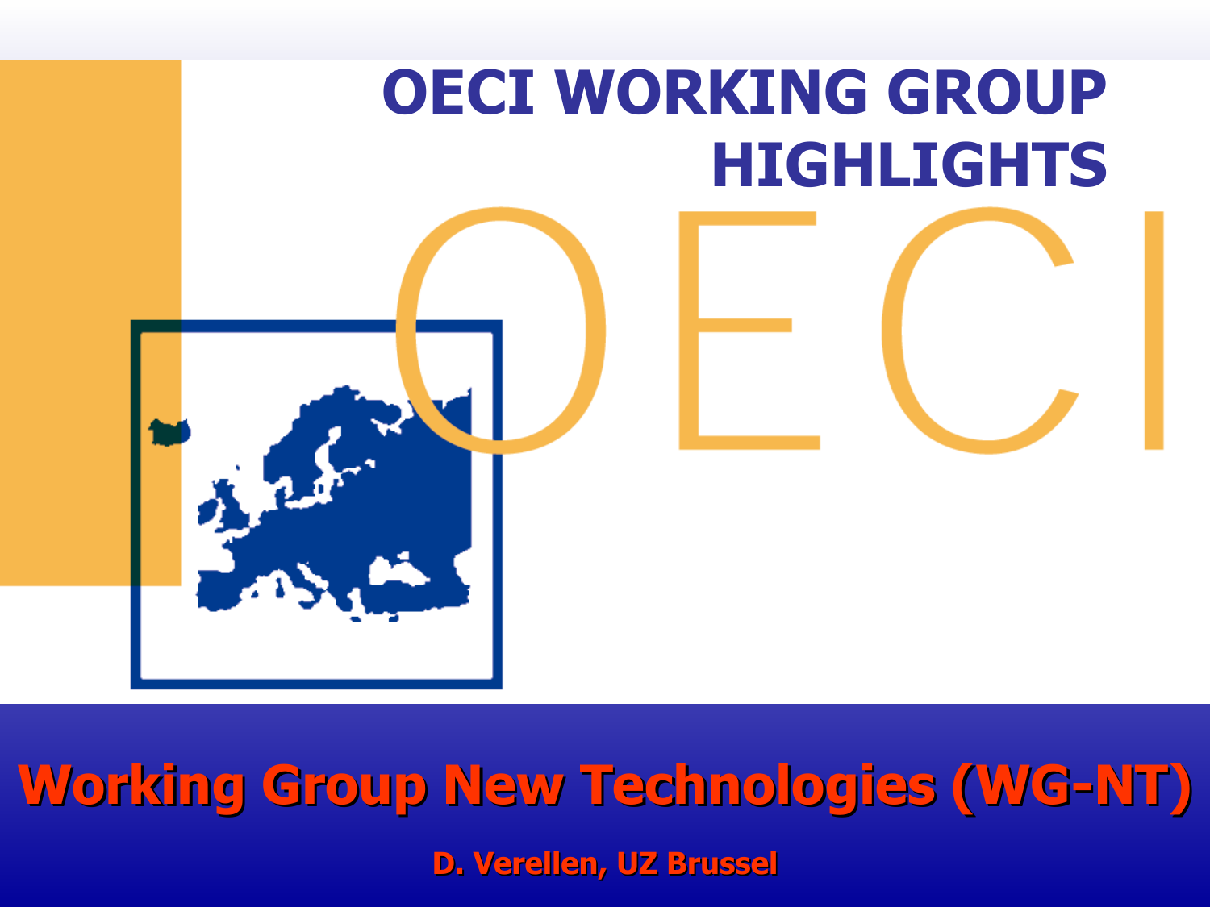# OECI WORKING GROUP HIGHLIGHTS

OECI

## Working Group New Technologies (WG-NT)

**D. Verellen, UZ Brussel**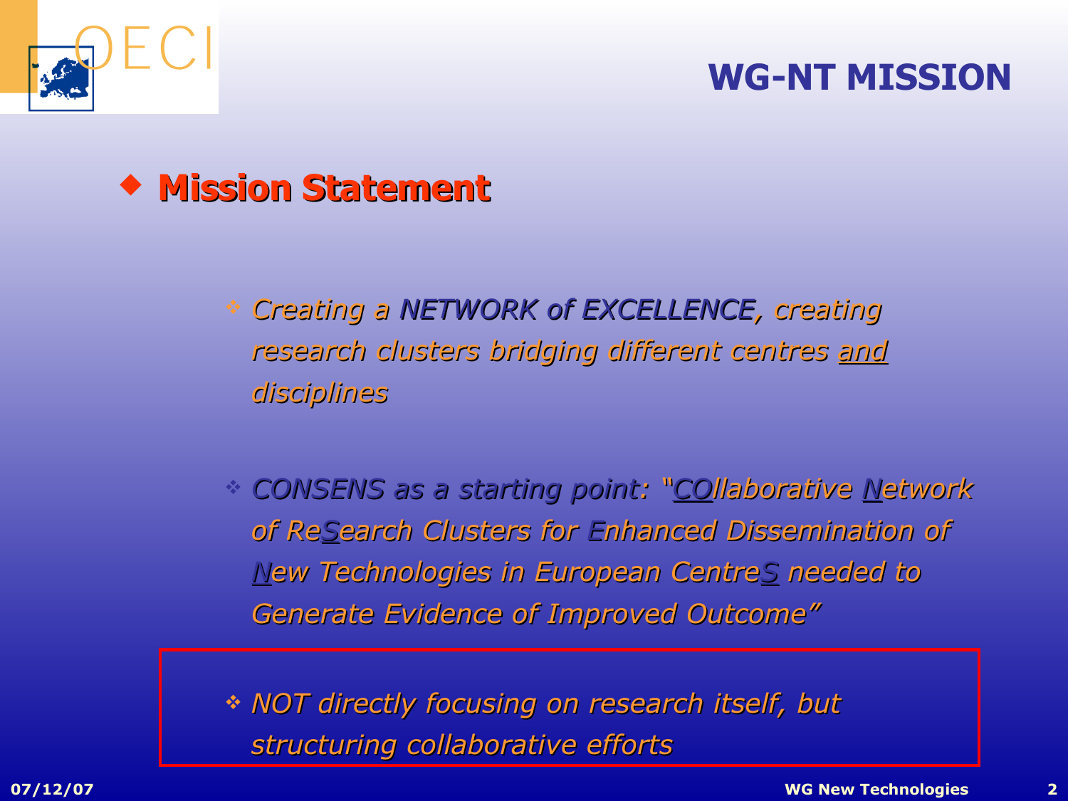# WG-NT MISSION

- **Mission Statement**

  - *Creating a NETWORK of EXCELLENCE, creating research clusters bridging different centres and disciplines*

  - *CONSENS as a starting point: "COllaborative Network of ReSearch Clusters for Enhanced Dissemination of New Technologies in European CentreS needed to Generate Evidence of Improved Outcome"*

  - *NOT directly focusing on research itself, but structuring collaborative efforts*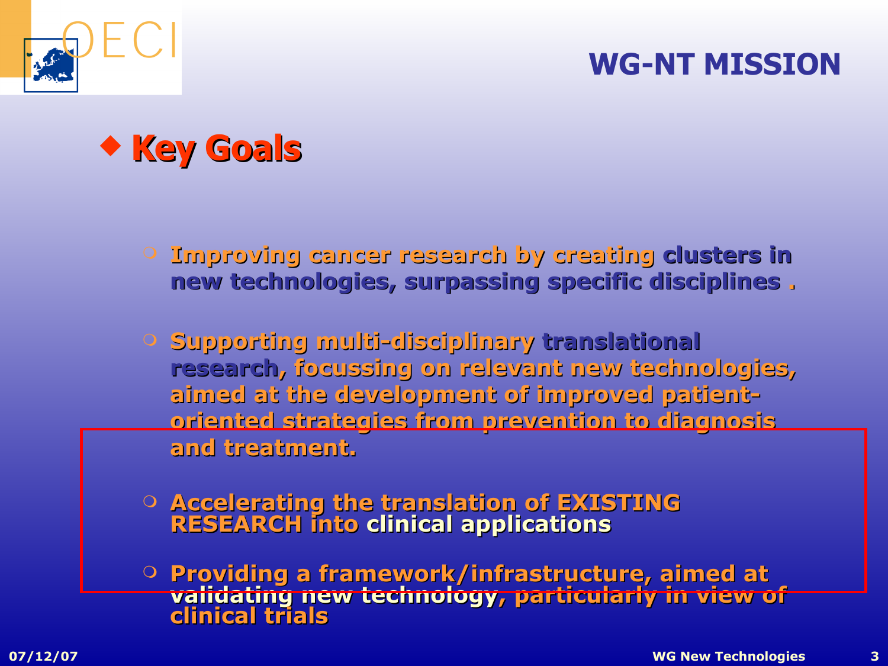# WG-NT MISSION

## Key Goals

- Improving cancer research by creating clusters in new technologies, surpassing specific disciplines .
- Supporting multi-disciplinary translational research, focussing on relevant new technologies, aimed at the development of improved patient-oriented strategies from prevention to diagnosis and treatment.
- Accelerating the translation of EXISTING RESEARCH into clinical applications
- Providing a framework/infrastructure, aimed at validating new technology, particularly in view of clinical trials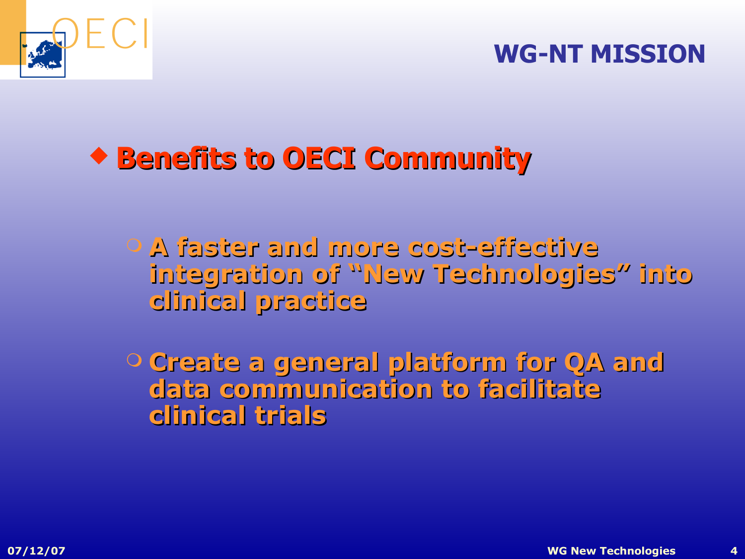# WG-NT MISSION

- **Benefits to OECI Community**
  - A faster and more cost-effective integration of "New Technologies" into clinical practice
  - Create a general platform for QA and data communication to facilitate clinical trials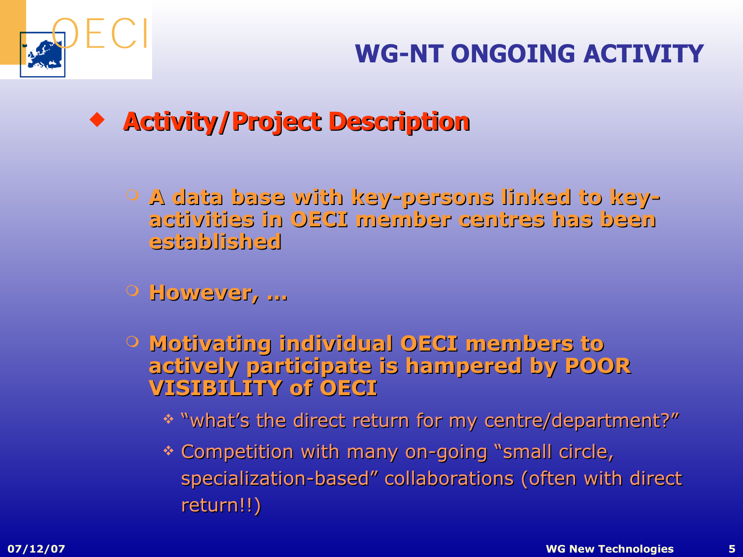# WG-NT ONGOING ACTIVITY

- **Activity/Project Description**

  - **A data base with key-persons linked to key-activities in OECI member centres has been established**

  - **However, …**

  - **Motivating individual OECI members to actively participate is hampered by POOR VISIBILITY of OECI**
    - "what's the direct return for my centre/department?"
    - Competition with many on-going "small circle, specialization-based" collaborations (often with direct return!!)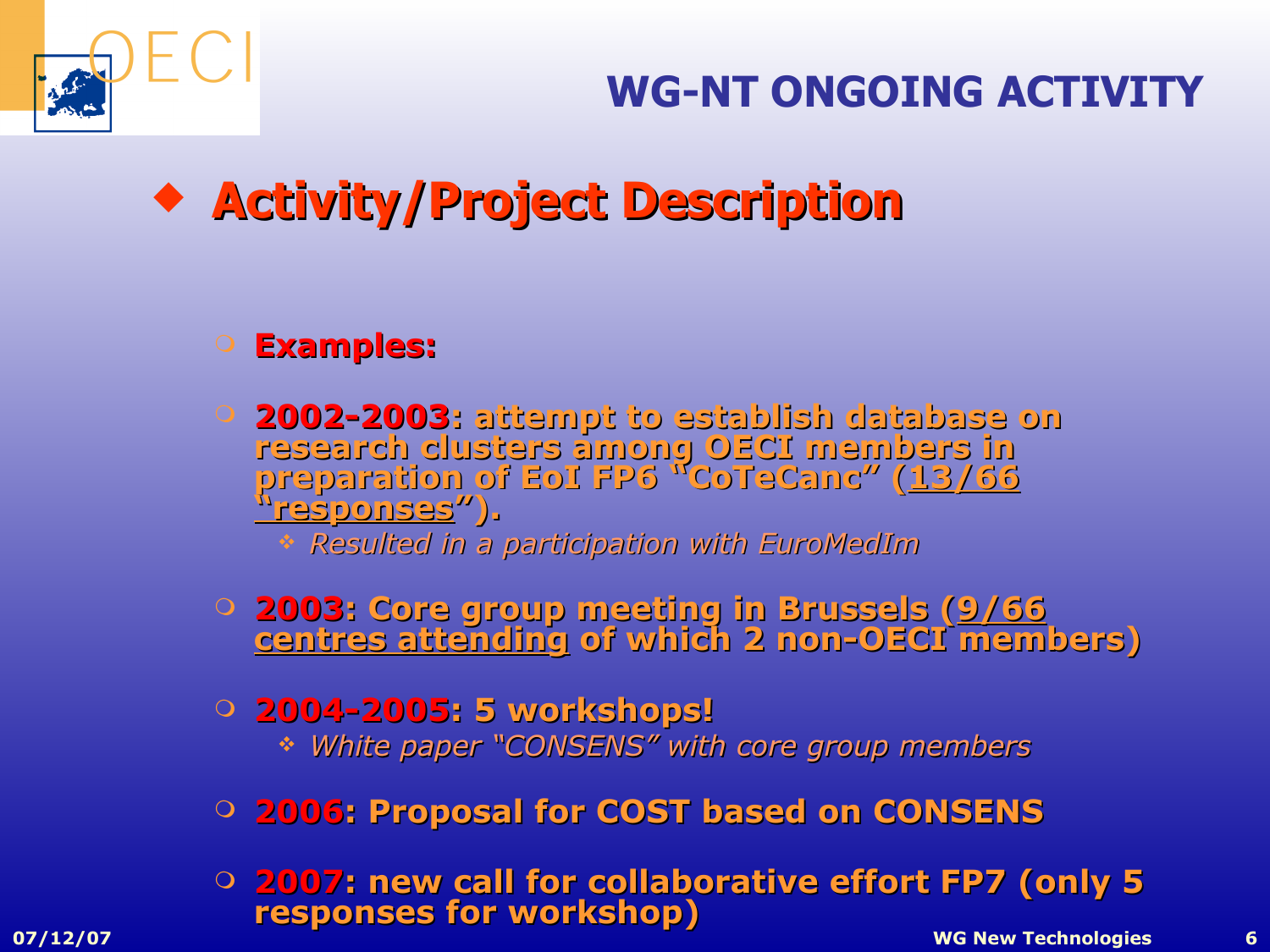# WG-NT ONGOING ACTIVITY

## Activity/Project Description

- **Examples:**
- **2002-2003: attempt to establish database on research clusters among OECI members in preparation of EoI FP6 "CoTeCanc" (13/66 "responses").**
  - *Resulted in a participation with EuroMedIm*
- **2003: Core group meeting in Brussels (9/66 centres attending of which 2 non-OECI members)**
- **2004-2005: 5 workshops!**
  - *White paper "CONSENS" with core group members*
- **2006: Proposal for COST based on CONSENS**
- **2007: new call for collaborative effort FP7 (only 5 responses for workshop)**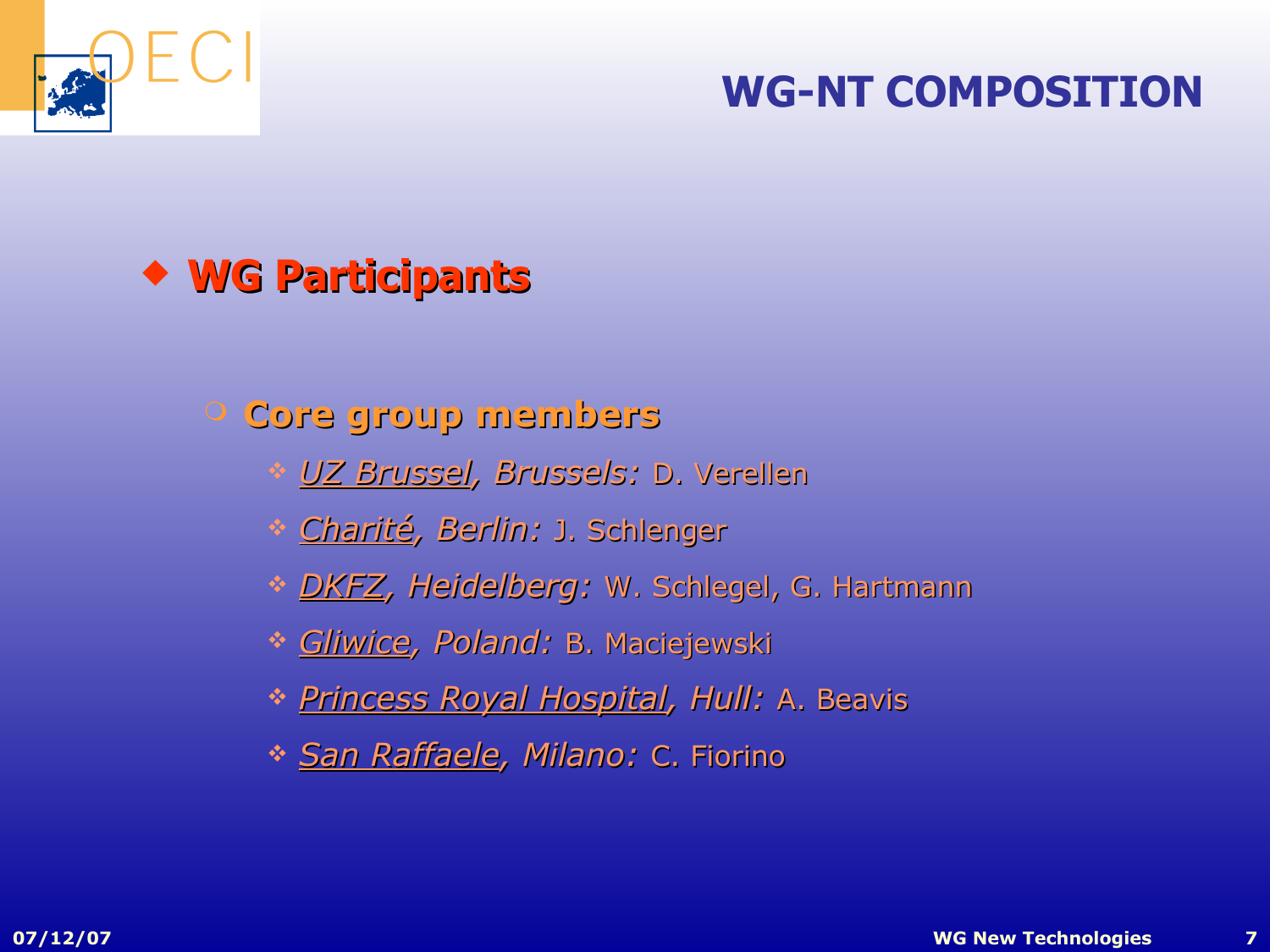# WG-NT COMPOSITION

- **WG Participants**
  - **Core group members**
    - *UZ Brussel, Brussels:* D. Verellen
    - *Charité, Berlin:* J. Schlenger
    - *DKFZ, Heidelberg:* W. Schlegel, G. Hartmann
    - *Gliwice, Poland:* B. Maciejewski
    - *Princess Royal Hospital, Hull:* A. Beavis
    - *San Raffaele, Milano:* C. Fiorino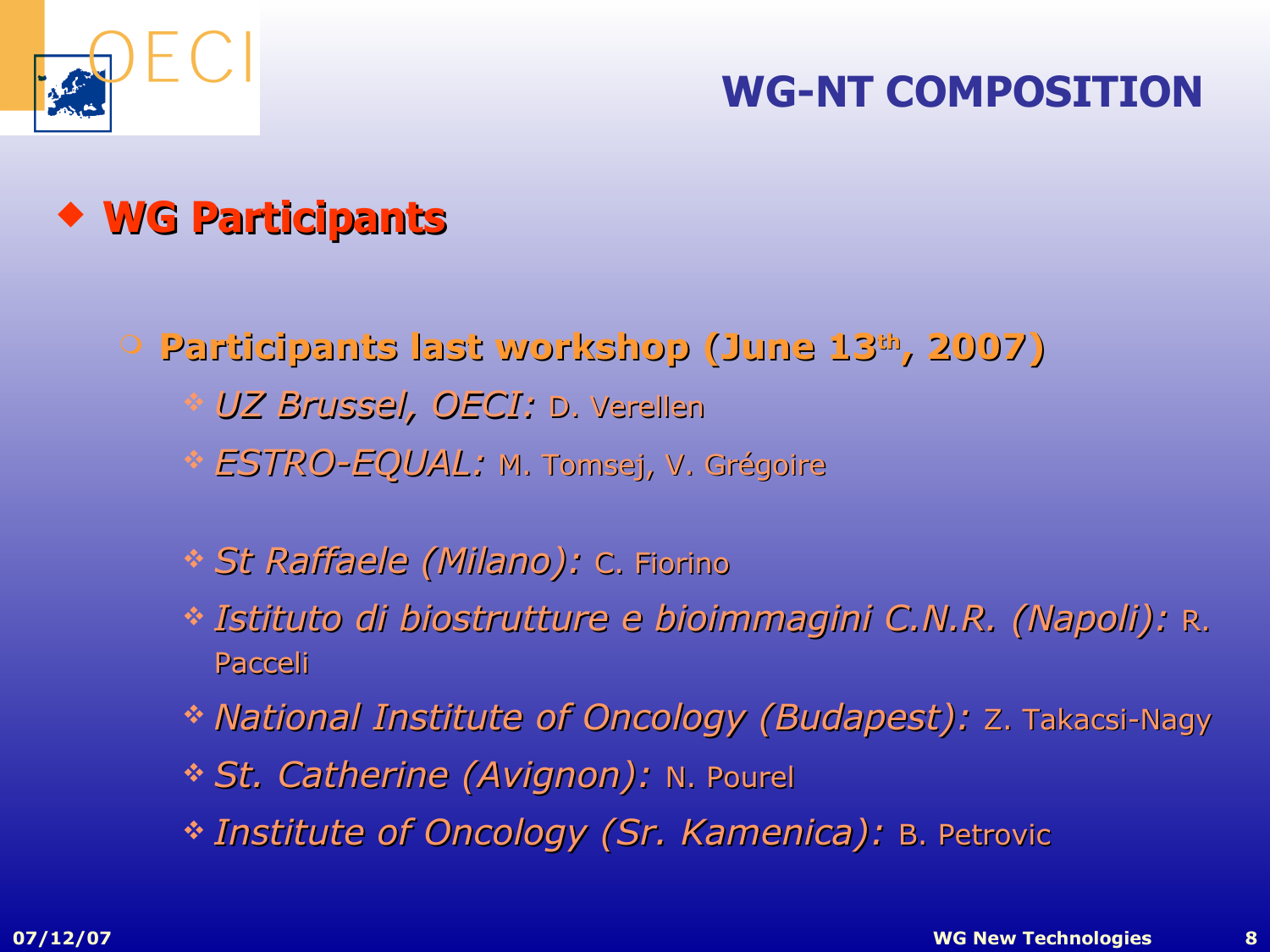# WG-NT COMPOSITION

## WG Participants

### Participants last workshop (June 13th, 2007)

- *UZ Brussel, OECI:* D. Verellen
- *ESTRO-EQUAL:* M. Tomsej, V. Grégoire
- *St Raffaele (Milano):* C. Fiorino
- *Istituto di biostrutture e bioimmagini C.N.R. (Napoli):* R. Pacceli
- *National Institute of Oncology (Budapest):* Z. Takacsi-Nagy
- *St. Catherine (Avignon):* N. Pourel
- *Institute of Oncology (Sr. Kamenica):* B. Petrovic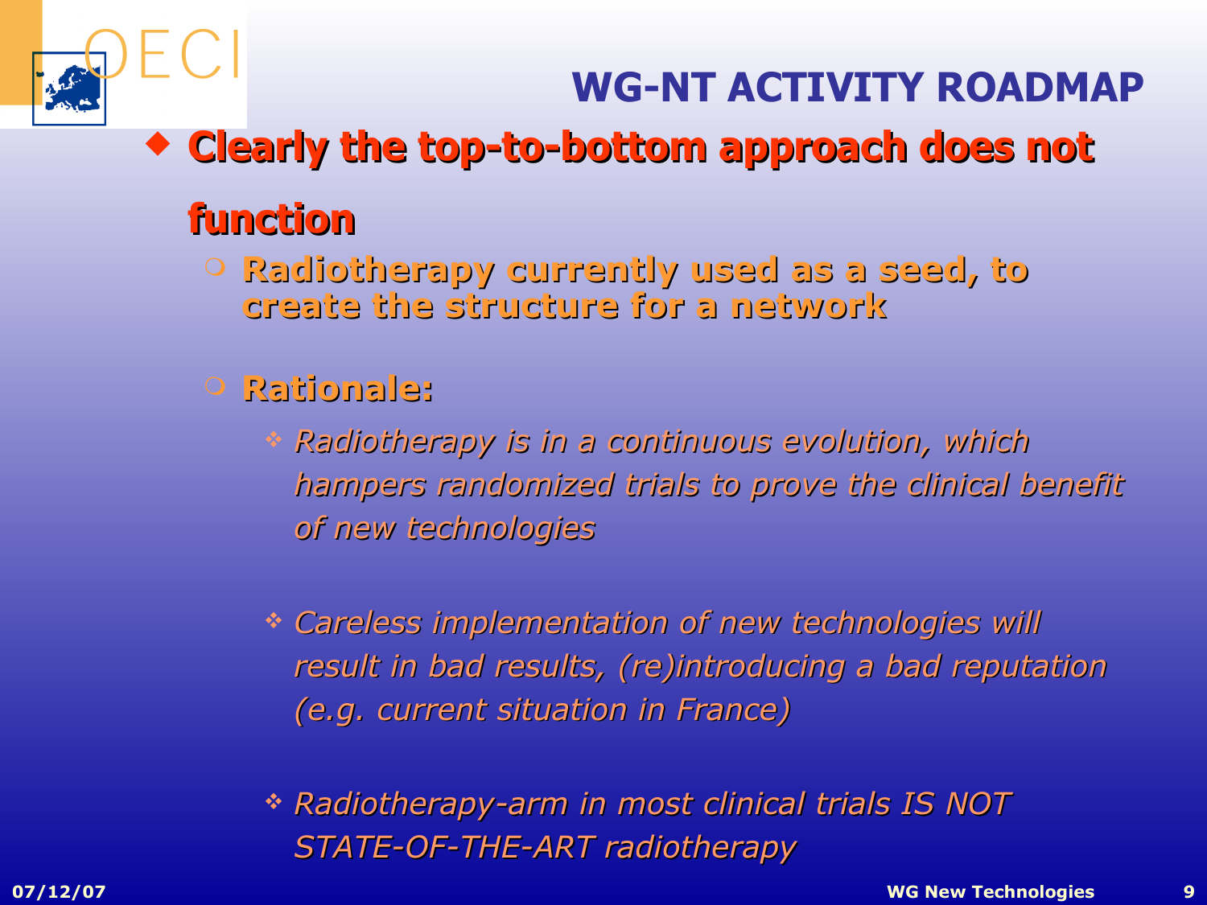# WG-NT ACTIVITY ROADMAP

- **Clearly the top-to-bottom approach does not function**
  - **Radiotherapy currently used as a seed, to create the structure for a network**
  - **Rationale:**
    - *Radiotherapy is in a continuous evolution, which hampers randomized trials to prove the clinical benefit of new technologies*
    - *Careless implementation of new technologies will result in bad results, (re)introducing a bad reputation (e.g. current situation in France)*
    - *Radiotherapy-arm in most clinical trials IS NOT STATE-OF-THE-ART radiotherapy*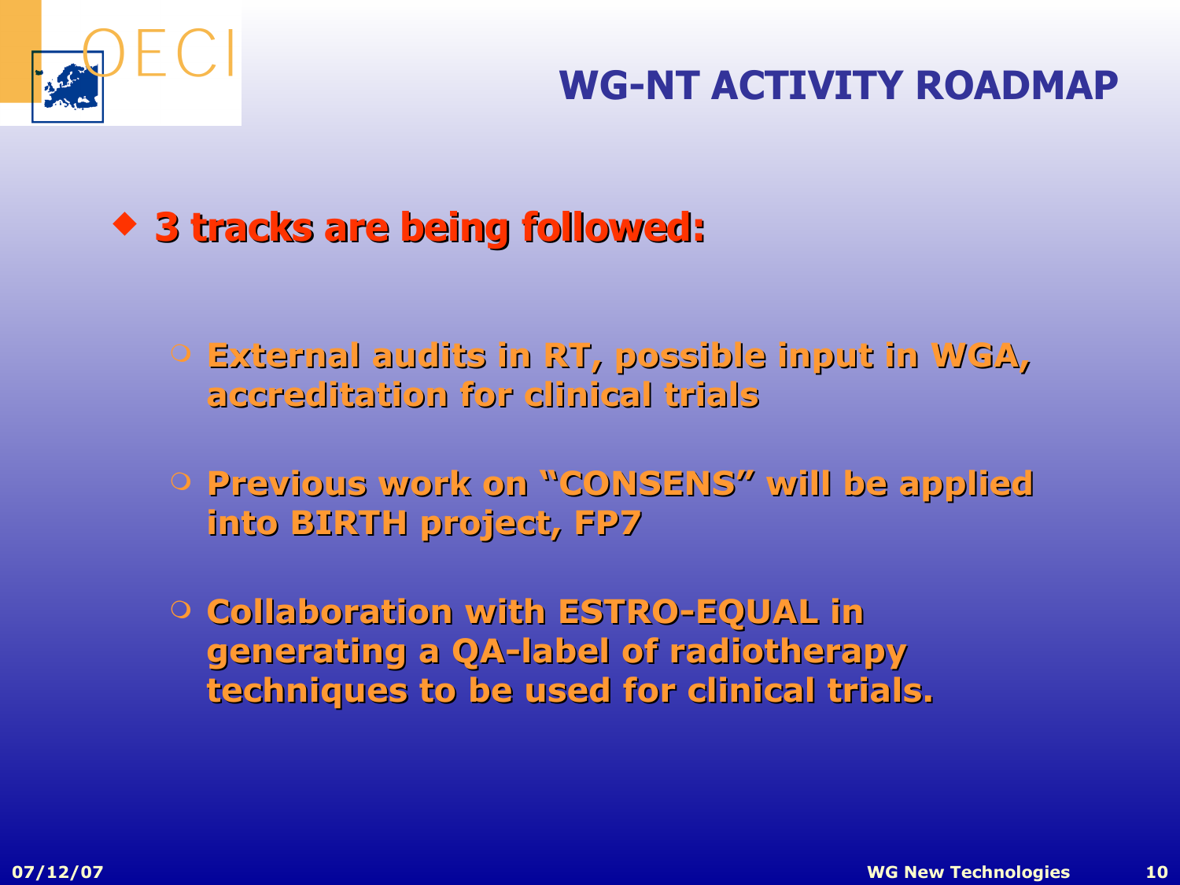# WG-NT ACTIVITY ROADMAP

- **3 tracks are being followed:**
  - **External audits in RT, possible input in WGA, accreditation for clinical trials**
  - **Previous work on "CONSENS" will be applied into BIRTH project, FP7**
  - **Collaboration with ESTRO-EQUAL in generating a QA-label of radiotherapy techniques to be used for clinical trials.**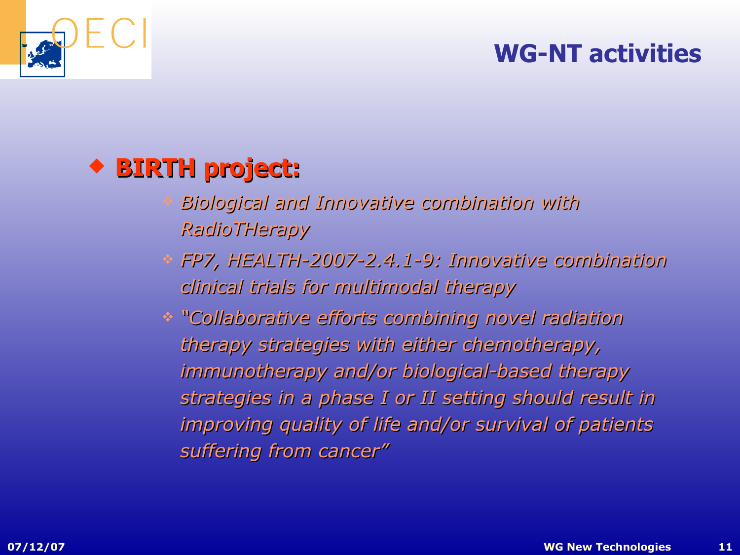## WG-NT activities

- **BIRTH project:**
  - *Biological and Innovative combination with RadioTHerapy*
  - *FP7, HEALTH-2007-2.4.1-9: Innovative combination clinical trials for multimodal therapy*
  - *"Collaborative efforts combining novel radiation therapy strategies with either chemotherapy, immunotherapy and/or biological-based therapy strategies in a phase I or II setting should result in improving quality of life and/or survival of patients suffering from cancer"*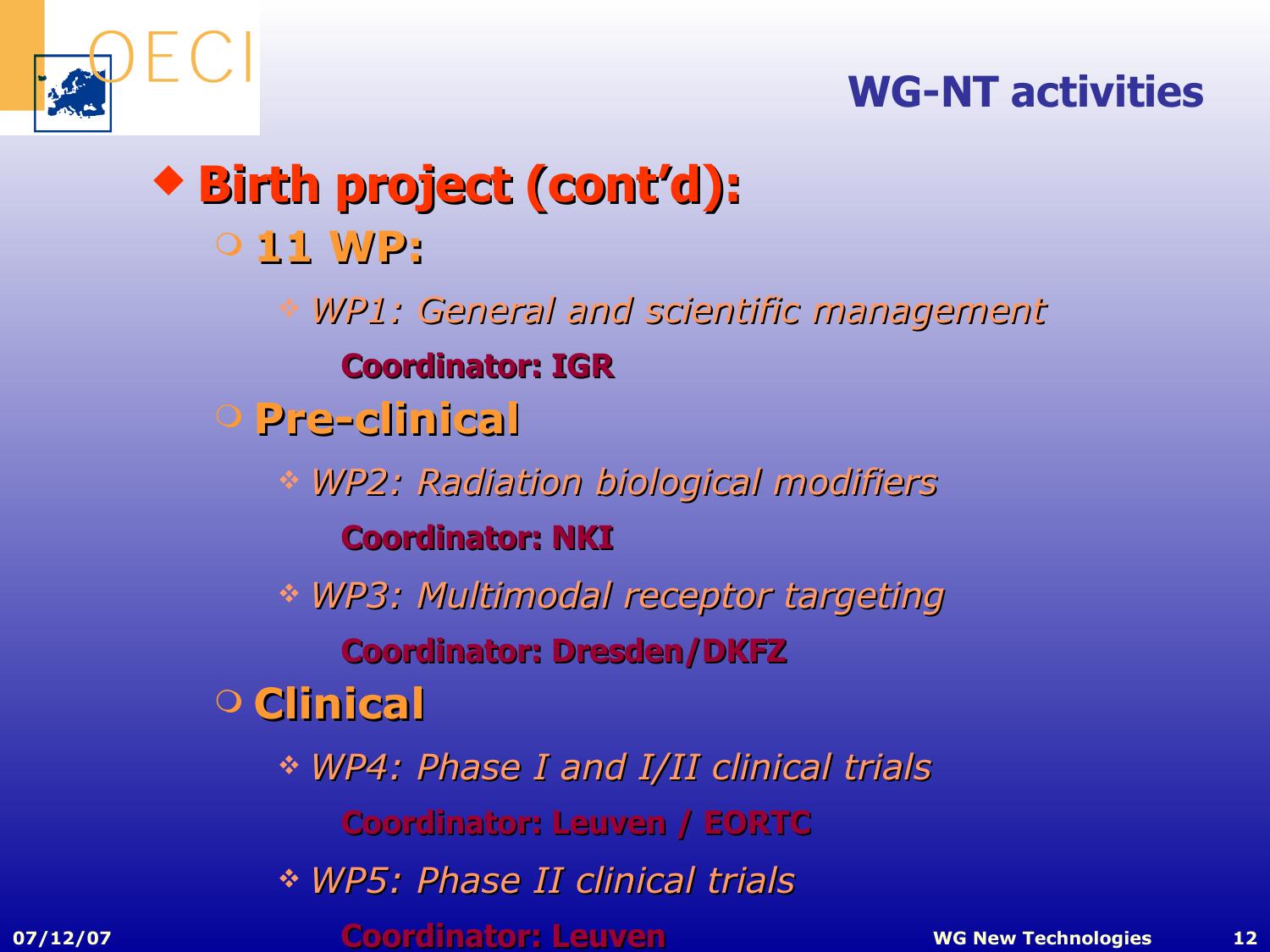## WG-NT activities

- **Birth project (cont'd):**
  - **11 WP:**
    - *WP1: General and scientific management*

      **Coordinator: IGR**
  - **Pre-clinical**
    - *WP2: Radiation biological modifiers*

      **Coordinator: NKI**
    - *WP3: Multimodal receptor targeting*

      **Coordinator: Dresden/DKFZ**
  - **Clinical**
    - *WP4: Phase I and I/II clinical trials*

      **Coordinator: Leuven / EORTC**
    - *WP5: Phase II clinical trials*

      **Coordinator: Leuven**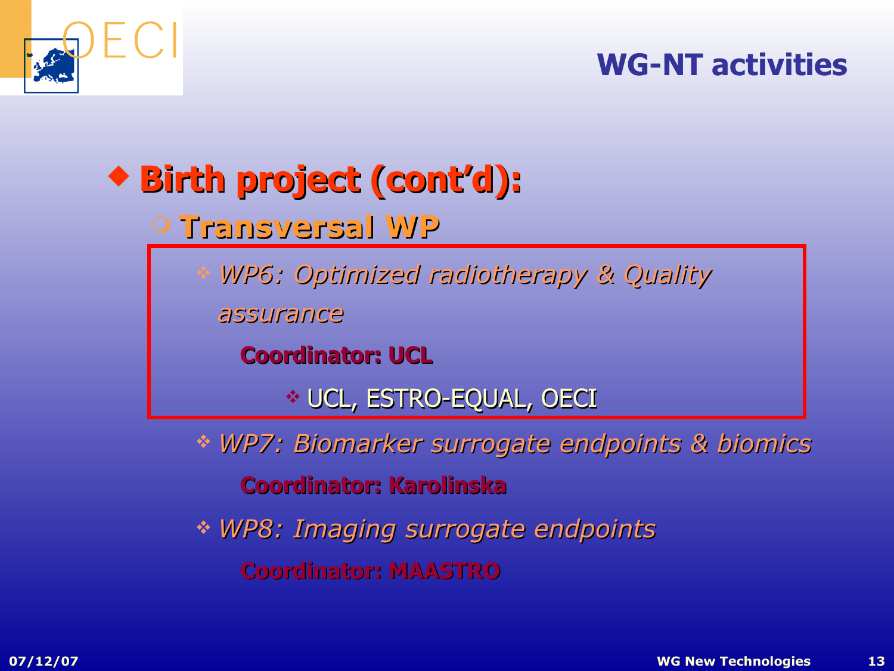## WG-NT activities

- **Birth project (cont'd):**
  - **Transversal WP**
    - *WP6: Optimized radiotherapy & Quality assurance*

      **Coordinator: UCL**

      - UCL, ESTRO-EQUAL, OECI
    - *WP7: Biomarker surrogate endpoints & biomics*

      **Coordinator: Karolinska**
    - *WP8: Imaging surrogate endpoints*

      **Coordinator: MAASTRO**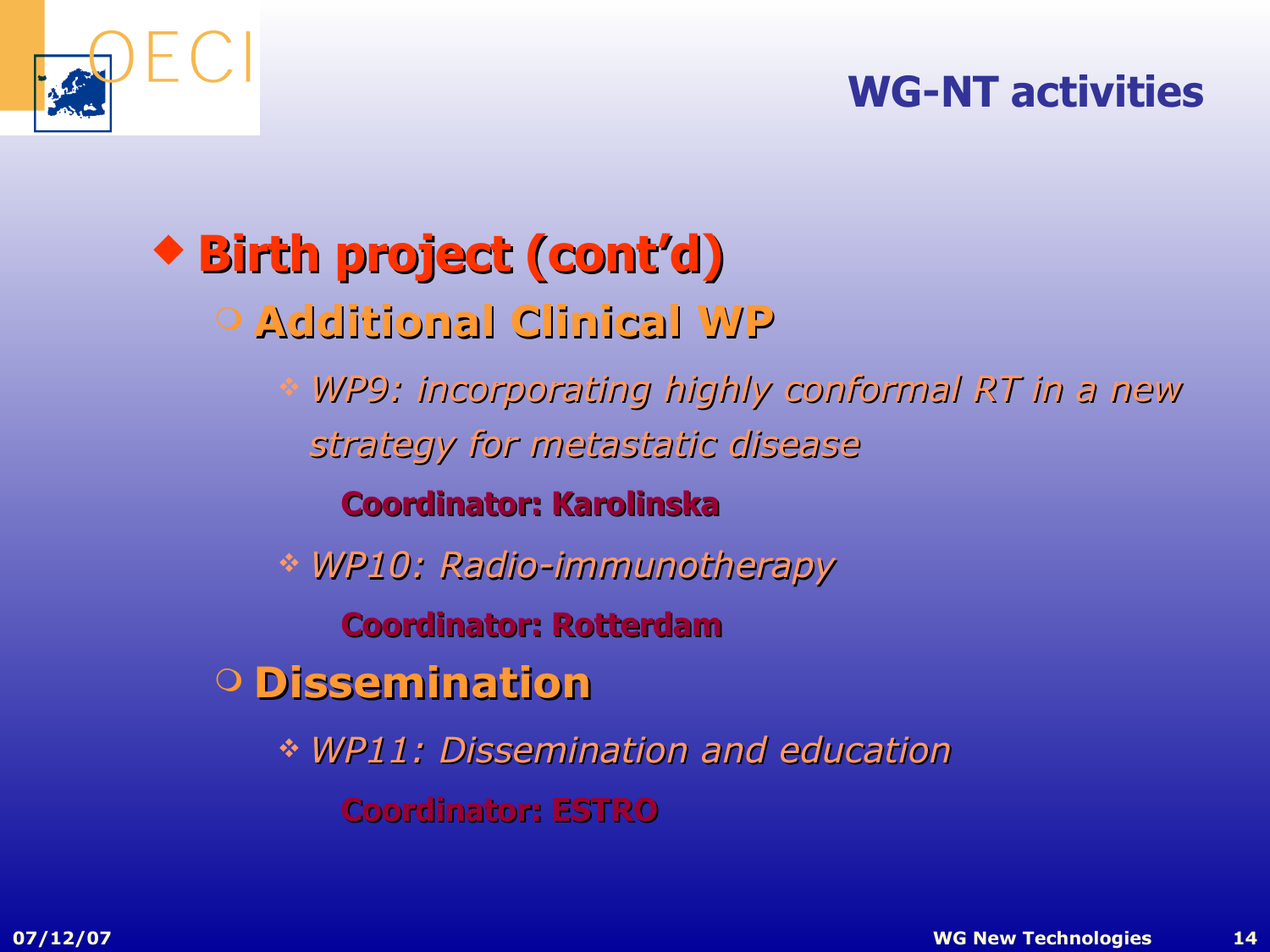## WG-NT activities

- **Birth project (cont'd)**
  - **Additional Clinical WP**
    - *WP9: incorporating highly conformal RT in a new strategy for metastatic disease*

      **Coordinator: Karolinska**
    - *WP10: Radio-immunotherapy*

      **Coordinator: Rotterdam**
  - **Dissemination**
    - *WP11: Dissemination and education*

      **Coordinator: ESTRO**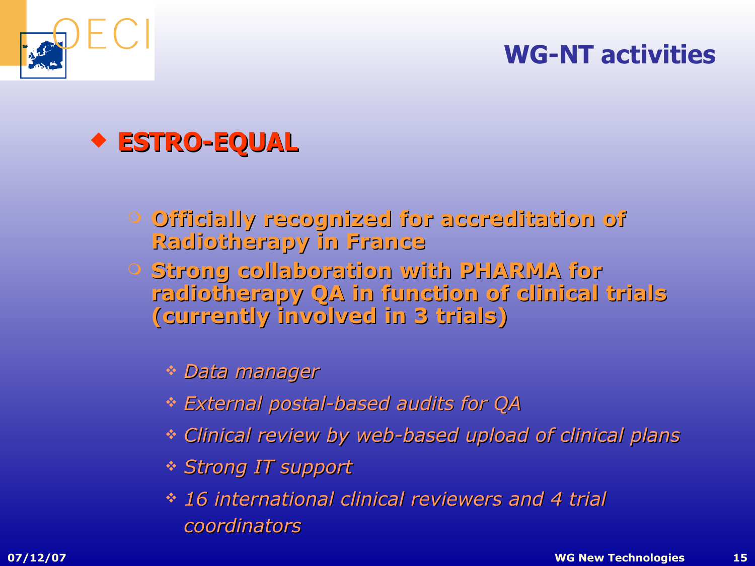# WG-NT activities

- **ESTRO-EQUAL**
  - **Officially recognized for accreditation of Radiotherapy in France**
  - **Strong collaboration with PHARMA for radiotherapy QA in function of clinical trials (currently involved in 3 trials)**
    - *Data manager*
    - *External postal-based audits for QA*
    - *Clinical review by web-based upload of clinical plans*
    - *Strong IT support*
    - *16 international clinical reviewers and 4 trial coordinators*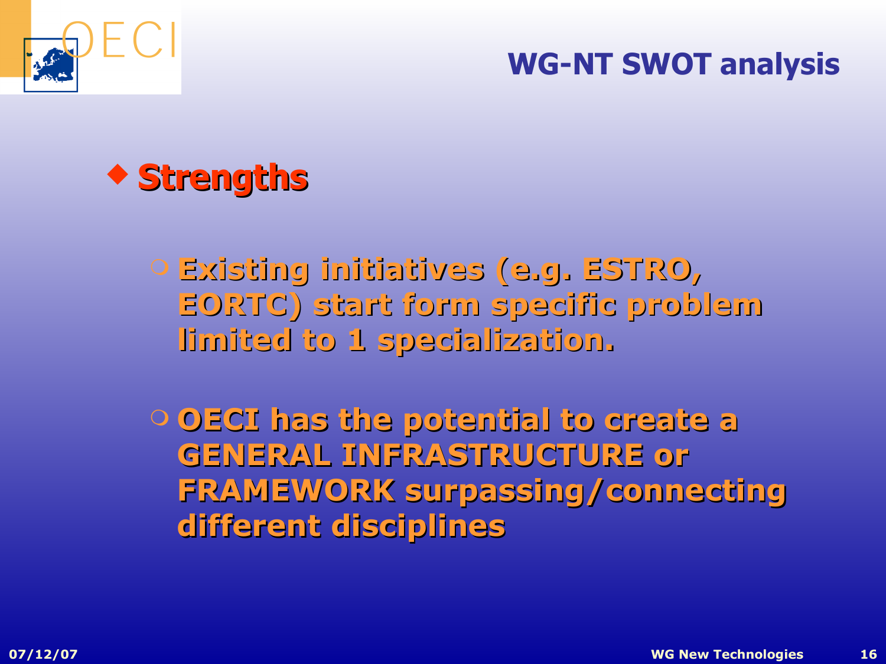# WG-NT SWOT analysis

- **Strengths**
  - Existing initiatives (e.g. ESTRO, EORTC) start form specific problem limited to 1 specialization.
  - OECI has the potential to create a GENERAL INFRASTRUCTURE or FRAMEWORK surpassing/connecting different disciplines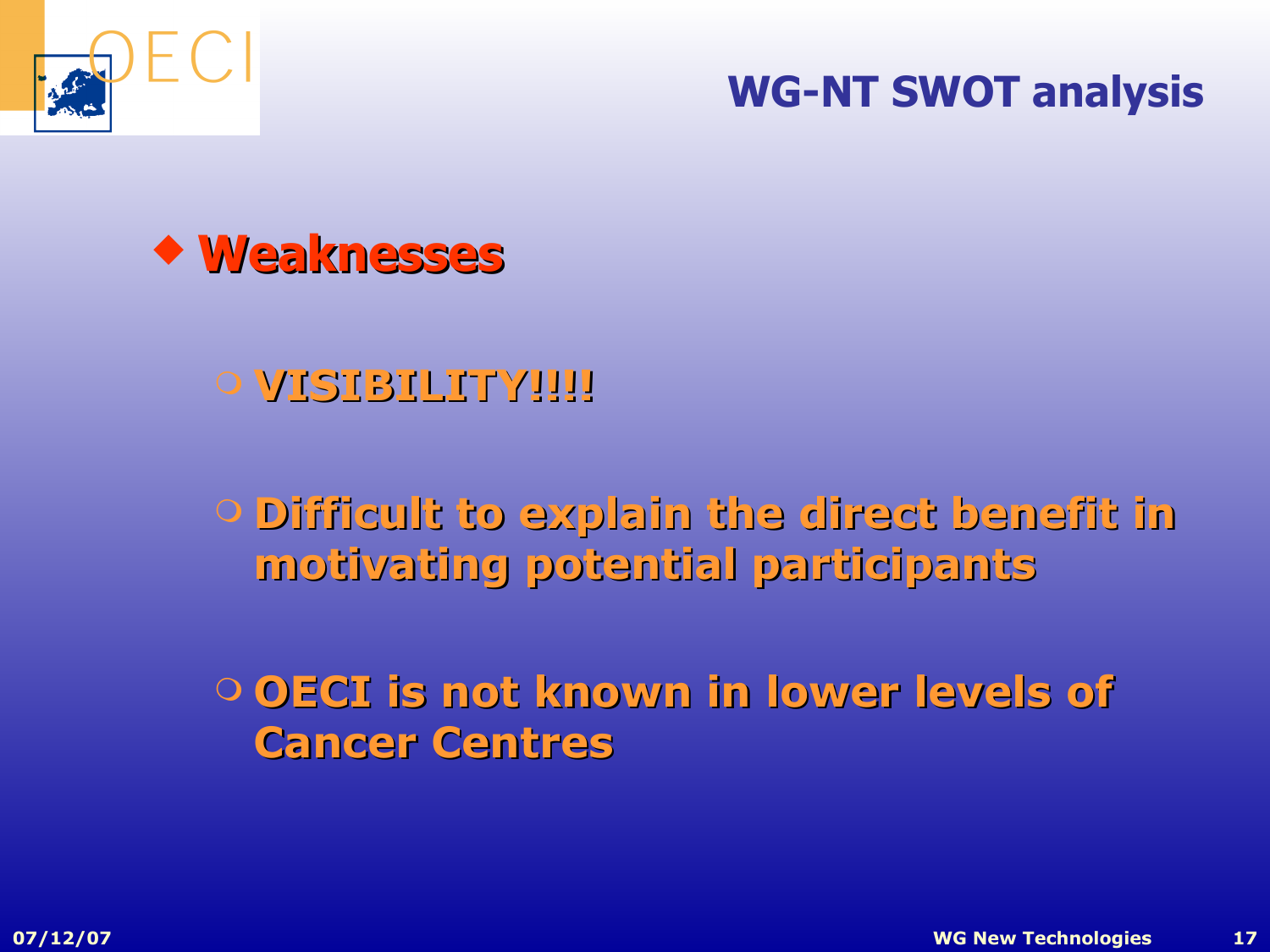# WG-NT SWOT analysis

## Weaknesses

- **VISIBILITY!!!!**
- **Difficult to explain the direct benefit in motivating potential participants**
- **OECI is not known in lower levels of Cancer Centres**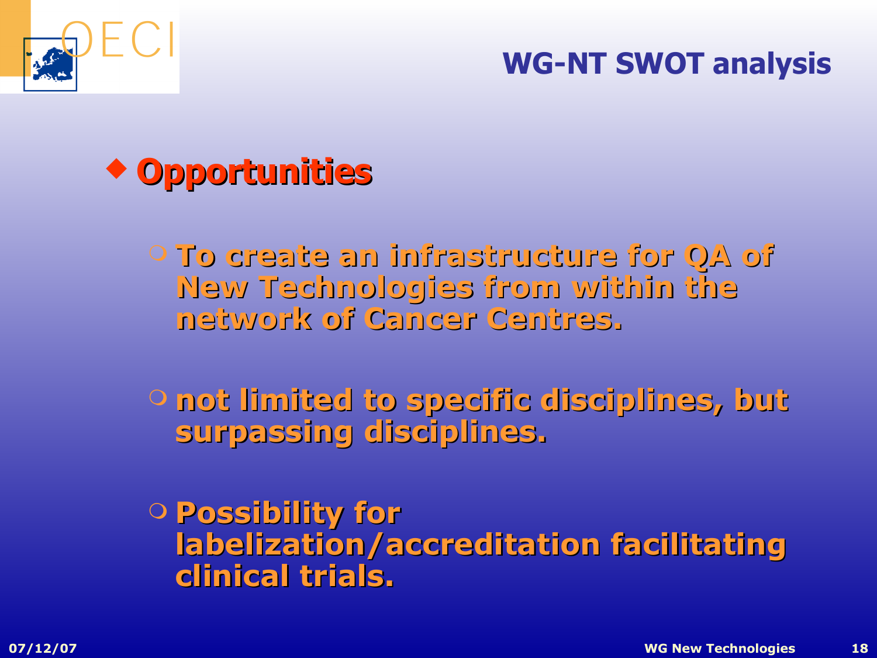## WG-NT SWOT analysis

- **Opportunities**
  - To create an infrastructure for QA of New Technologies from within the network of Cancer Centres.
  - not limited to specific disciplines, but surpassing disciplines.
  - Possibility for labelization/accreditation facilitating clinical trials.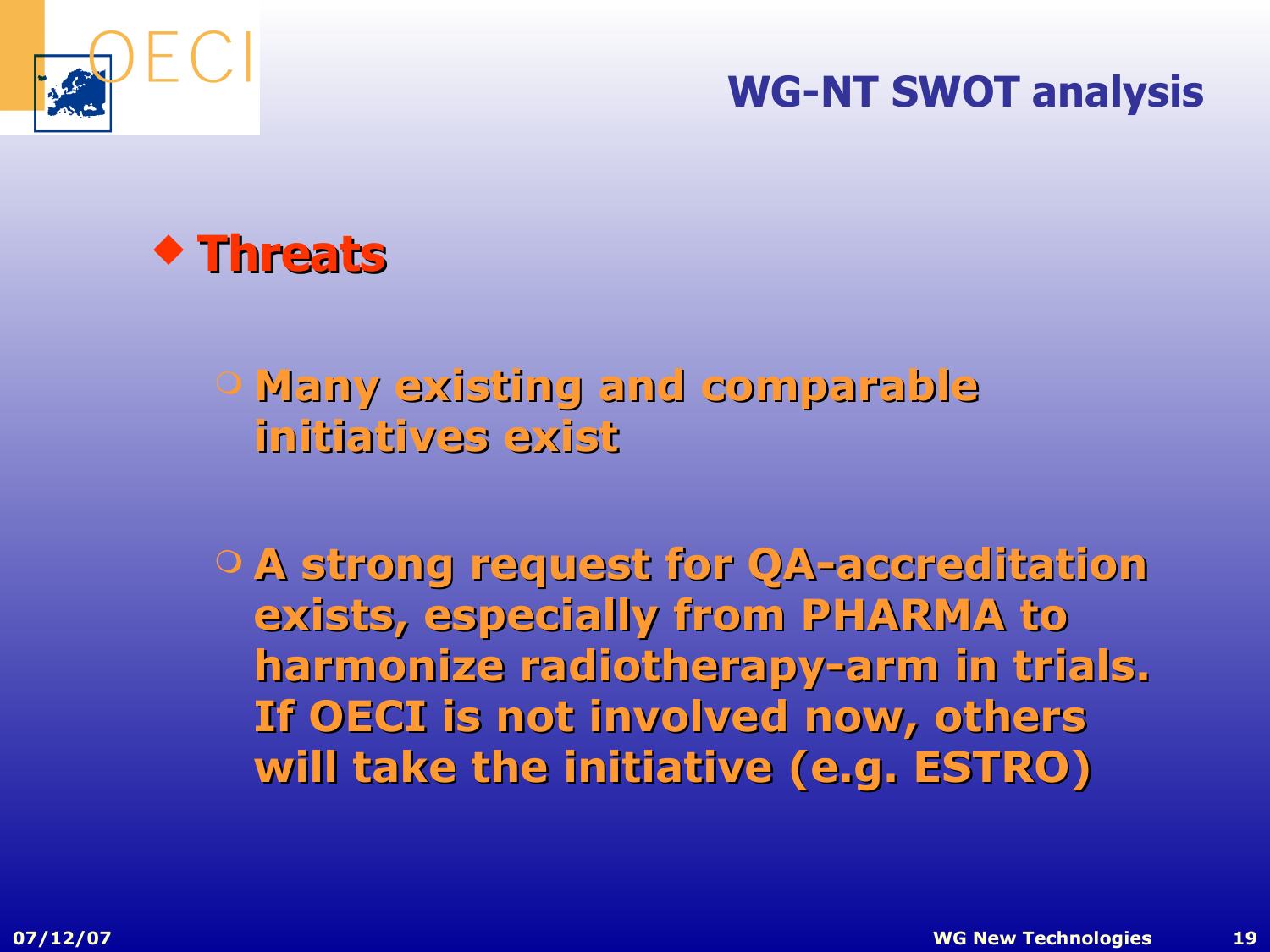# WG-NT SWOT analysis

- **Threats**
  - Many existing and comparable initiatives exist
  - A strong request for QA-accreditation exists, especially from PHARMA to harmonize radiotherapy-arm in trials. If OECI is not involved now, others will take the initiative (e.g. ESTRO)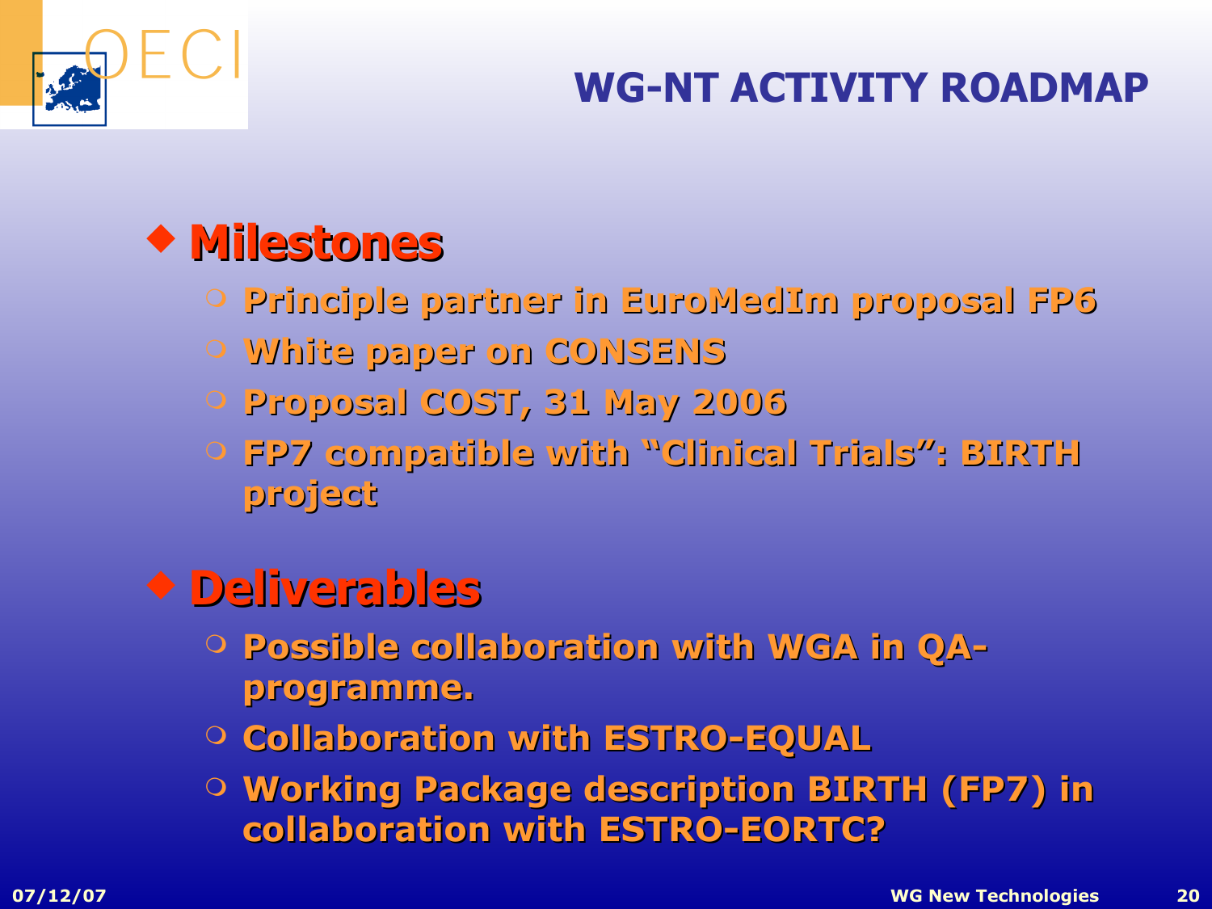# WG-NT ACTIVITY ROADMAP

## Milestones

- Principle partner in EuroMedIm proposal FP6
- White paper on CONSENS
- Proposal COST, 31 May 2006
- FP7 compatible with "Clinical Trials": BIRTH project

## Deliverables

- Possible collaboration with WGA in QA-programme.
- Collaboration with ESTRO-EQUAL
- Working Package description BIRTH (FP7) in collaboration with ESTRO-EORTC?